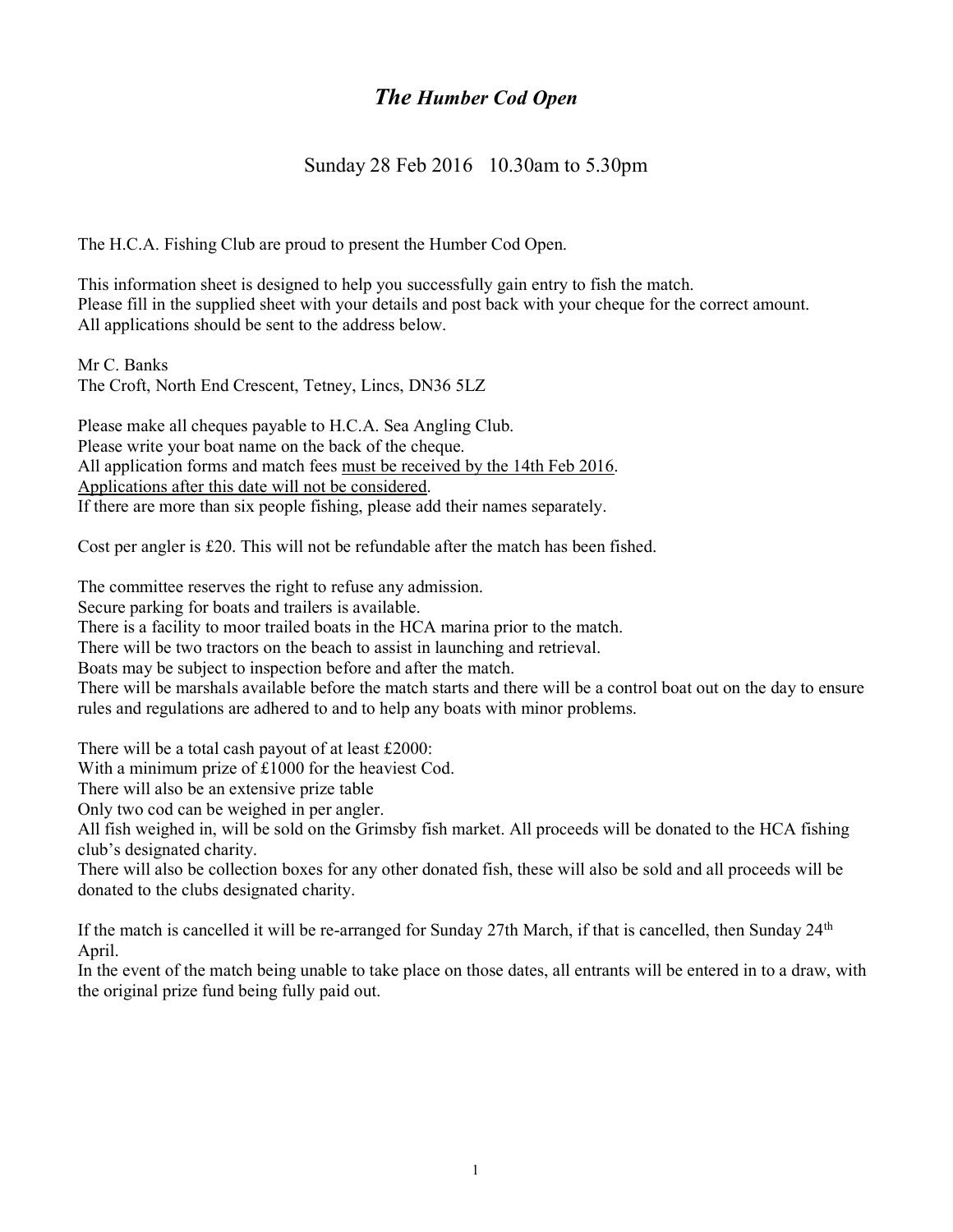# *The Humber Cod Open*

## Sunday 28 Feb 2016 10.30am to 5.30pm

The H.C.A. Fishing Club are proud to present the Humber Cod Open.

This information sheet is designed to help you successfully gain entry to fish the match.
Please fill in the supplied sheet with your details and post back with your cheque for the correct amount.
All applications should be sent to the address below.

Mr C. Banks
The Croft, North End Crescent, Tetney, Lincs, DN36 5LZ

Please make all cheques payable to H.C.A. Sea Angling Club.
Please write your boat name on the back of the cheque.
All application forms and match fees <u>must be received by the 14th Feb 2016</u>.
<u>Applications after this date will not be considered</u>.
If there are more than six people fishing, please add their names separately.

Cost per angler is £20. This will not be refundable after the match has been fished.

The committee reserves the right to refuse any admission.
Secure parking for boats and trailers is available.
There is a facility to moor trailed boats in the HCA marina prior to the match.
There will be two tractors on the beach to assist in launching and retrieval.
Boats may be subject to inspection before and after the match.
There will be marshals available before the match starts and there will be a control boat out on the day to ensure rules and regulations are adhered to and to help any boats with minor problems.

There will be a total cash payout of at least £2000:
With a minimum prize of £1000 for the heaviest Cod.
There will also be an extensive prize table
Only two cod can be weighed in per angler.
All fish weighed in, will be sold on the Grimsby fish market. All proceeds will be donated to the HCA fishing club's designated charity.
There will also be collection boxes for any other donated fish, these will also be sold and all proceeds will be donated to the clubs designated charity.

If the match is cancelled it will be re-arranged for Sunday 27th March, if that is cancelled, then Sunday 24th April.
In the event of the match being unable to take place on those dates, all entrants will be entered in to a draw, with the original prize fund being fully paid out.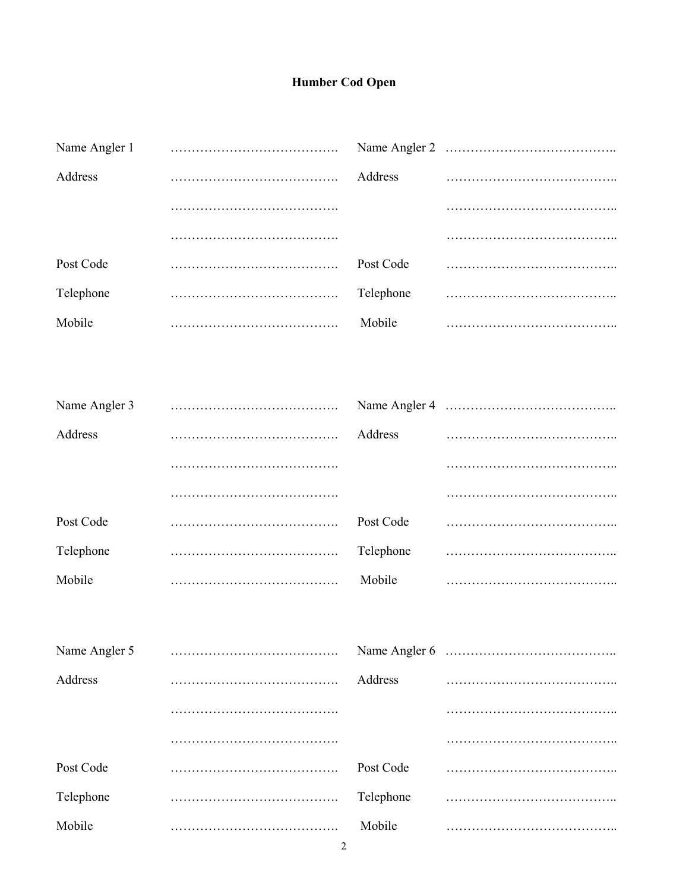**Humber Cod Open**

| | | | |
|---|---|---|---|
| Name Angler 1 | ………………………………. | Name Angler 2 | ……………………………….. |
| Address | ………………………………. | Address | ……………………………….. |
| | ………………………………. | | ……………………………….. |
| | ………………………………. | | ……………………………….. |
| Post Code | ………………………………. | Post Code | ……………………………….. |
| Telephone | ………………………………. | Telephone | ……………………………….. |
| Mobile | ………………………………. | Mobile | ……………………………….. |

| | | | |
|---|---|---|---|
| Name Angler 3 | ………………………………. | Name Angler 4 | ……………………………….. |
| Address | ………………………………. | Address | ……………………………….. |
| | ………………………………. | | ……………………………….. |
| | ………………………………. | | ……………………………….. |
| Post Code | ………………………………. | Post Code | ……………………………….. |
| Telephone | ………………………………. | Telephone | ……………………………….. |
| Mobile | ………………………………. | Mobile | ……………………………….. |

| | | | |
|---|---|---|---|
| Name Angler 5 | ………………………………. | Name Angler 6 | ……………………………….. |
| Address | ………………………………. | Address | ……………………………….. |
| | ………………………………. | | ……………………………….. |
| | ………………………………. | | ……………………………….. |
| Post Code | ………………………………. | Post Code | ……………………………….. |
| Telephone | ………………………………. | Telephone | ……………………………….. |
| Mobile | ………………………………. | Mobile | ……………………………….. |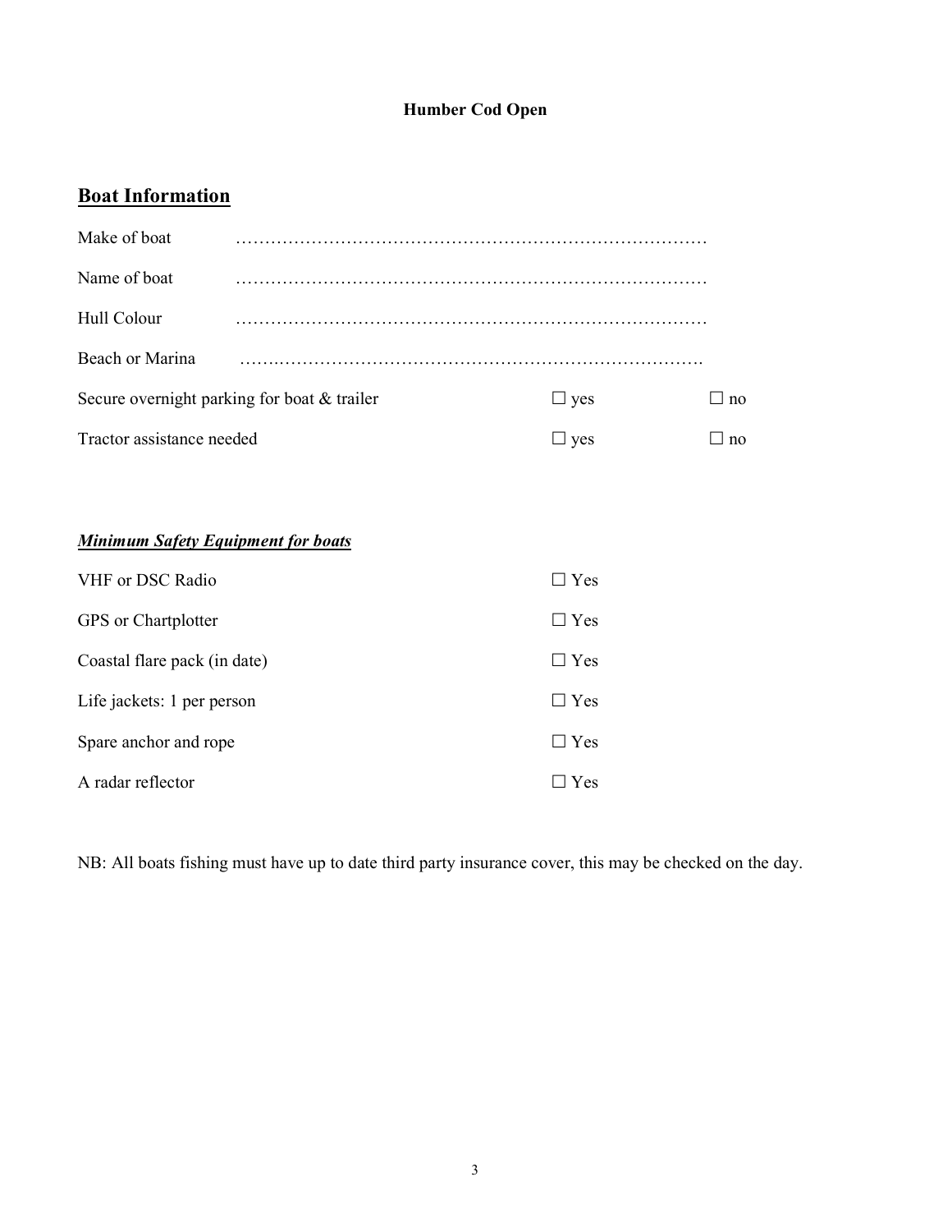**Humber Cod Open**

## Boat Information

Make of boat ………………………………………………………………………

Name of boat ………………………………………………………………………

Hull Colour ………………………………………………………………………

Beach or Marina ……..…………………………………………………………….

| | | |
|---|---|---|
| Secure overnight parking for boat & trailer | ☐ yes | ☐ no |
| Tractor assistance needed | ☐ yes | ☐ no |

***Minimum Safety Equipment for boats***

| | |
|---|---|
| VHF or DSC Radio | ☐ Yes |
| GPS or Chartplotter | ☐ Yes |
| Coastal flare pack (in date) | ☐ Yes |
| Life jackets: 1 per person | ☐ Yes |
| Spare anchor and rope | ☐ Yes |
| A radar reflector | ☐ Yes |

NB: All boats fishing must have up to date third party insurance cover, this may be checked on the day.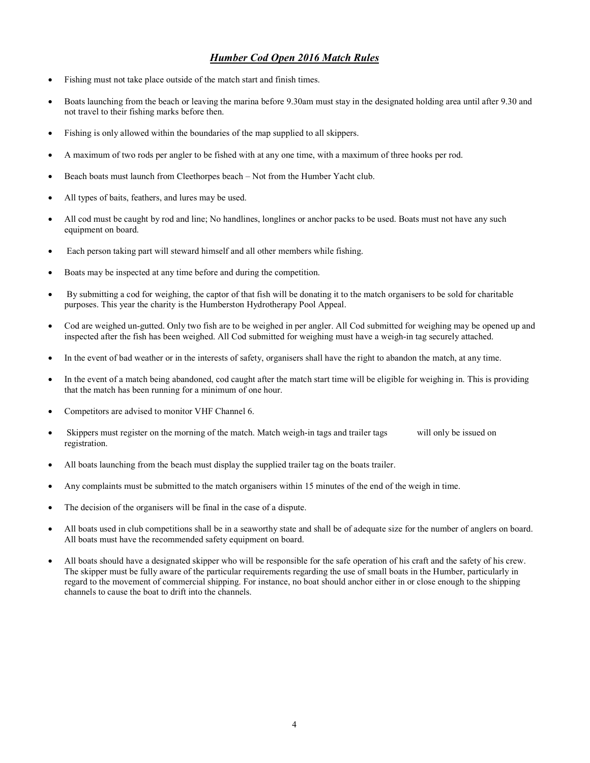## ***Humber Cod Open 2016 Match Rules***

- Fishing must not take place outside of the match start and finish times.
- Boats launching from the beach or leaving the marina before 9.30am must stay in the designated holding area until after 9.30 and not travel to their fishing marks before then.
- Fishing is only allowed within the boundaries of the map supplied to all skippers.
- A maximum of two rods per angler to be fished with at any one time, with a maximum of three hooks per rod.
- Beach boats must launch from Cleethorpes beach – Not from the Humber Yacht club.
- All types of baits, feathers, and lures may be used.
- All cod must be caught by rod and line; No handlines, longlines or anchor packs to be used. Boats must not have any such equipment on board.
- Each person taking part will steward himself and all other members while fishing.
- Boats may be inspected at any time before and during the competition.
- By submitting a cod for weighing, the captor of that fish will be donating it to the match organisers to be sold for charitable purposes. This year the charity is the Humberston Hydrotherapy Pool Appeal.
- Cod are weighed un-gutted. Only two fish are to be weighed in per angler. All Cod submitted for weighing may be opened up and inspected after the fish has been weighed. All Cod submitted for weighing must have a weigh-in tag securely attached.
- In the event of bad weather or in the interests of safety, organisers shall have the right to abandon the match, at any time.
- In the event of a match being abandoned, cod caught after the match start time will be eligible for weighing in. This is providing that the match has been running for a minimum of one hour.
- Competitors are advised to monitor VHF Channel 6.
- Skippers must register on the morning of the match. Match weigh-in tags and trailer tags will only be issued on registration.
- All boats launching from the beach must display the supplied trailer tag on the boats trailer.
- Any complaints must be submitted to the match organisers within 15 minutes of the end of the weigh in time.
- The decision of the organisers will be final in the case of a dispute.
- All boats used in club competitions shall be in a seaworthy state and shall be of adequate size for the number of anglers on board. All boats must have the recommended safety equipment on board.
- All boats should have a designated skipper who will be responsible for the safe operation of his craft and the safety of his crew. The skipper must be fully aware of the particular requirements regarding the use of small boats in the Humber, particularly in regard to the movement of commercial shipping. For instance, no boat should anchor either in or close enough to the shipping channels to cause the boat to drift into the channels.